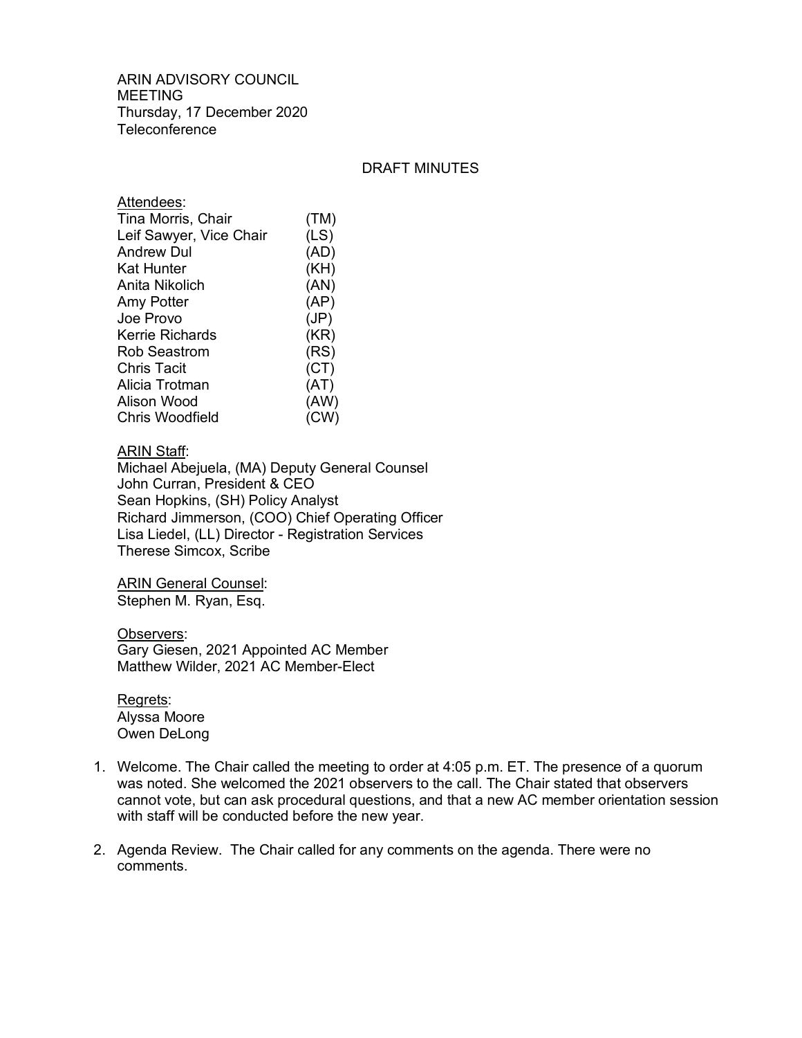ARIN ADVISORY COUNCIL
MEETING
Thursday, 17 December 2020
Teleconference

DRAFT MINUTES

Attendees:

| | |
|---|---|
| Tina Morris, Chair | (TM) |
| Leif Sawyer, Vice Chair | (LS) |
| Andrew Dul | (AD) |
| Kat Hunter | (KH) |
| Anita Nikolich | (AN) |
| Amy Potter | (AP) |
| Joe Provo | (JP) |
| Kerrie Richards | (KR) |
| Rob Seastrom | (RS) |
| Chris Tacit | (CT) |
| Alicia Trotman | (AT) |
| Alison Wood | (AW) |
| Chris Woodfield | (CW) |

ARIN Staff:
Michael Abejuela, (MA) Deputy General Counsel
John Curran, President & CEO
Sean Hopkins, (SH) Policy Analyst
Richard Jimmerson, (COO) Chief Operating Officer
Lisa Liedel, (LL) Director - Registration Services
Therese Simcox, Scribe

ARIN General Counsel:
Stephen M. Ryan, Esq.

Observers:
Gary Giesen, 2021 Appointed AC Member
Matthew Wilder, 2021 AC Member-Elect

Regrets:
Alyssa Moore
Owen DeLong

1. Welcome. The Chair called the meeting to order at 4:05 p.m. ET. The presence of a quorum was noted. She welcomed the 2021 observers to the call. The Chair stated that observers cannot vote, but can ask procedural questions, and that a new AC member orientation session with staff will be conducted before the new year.

2. Agenda Review. The Chair called for any comments on the agenda. There were no comments.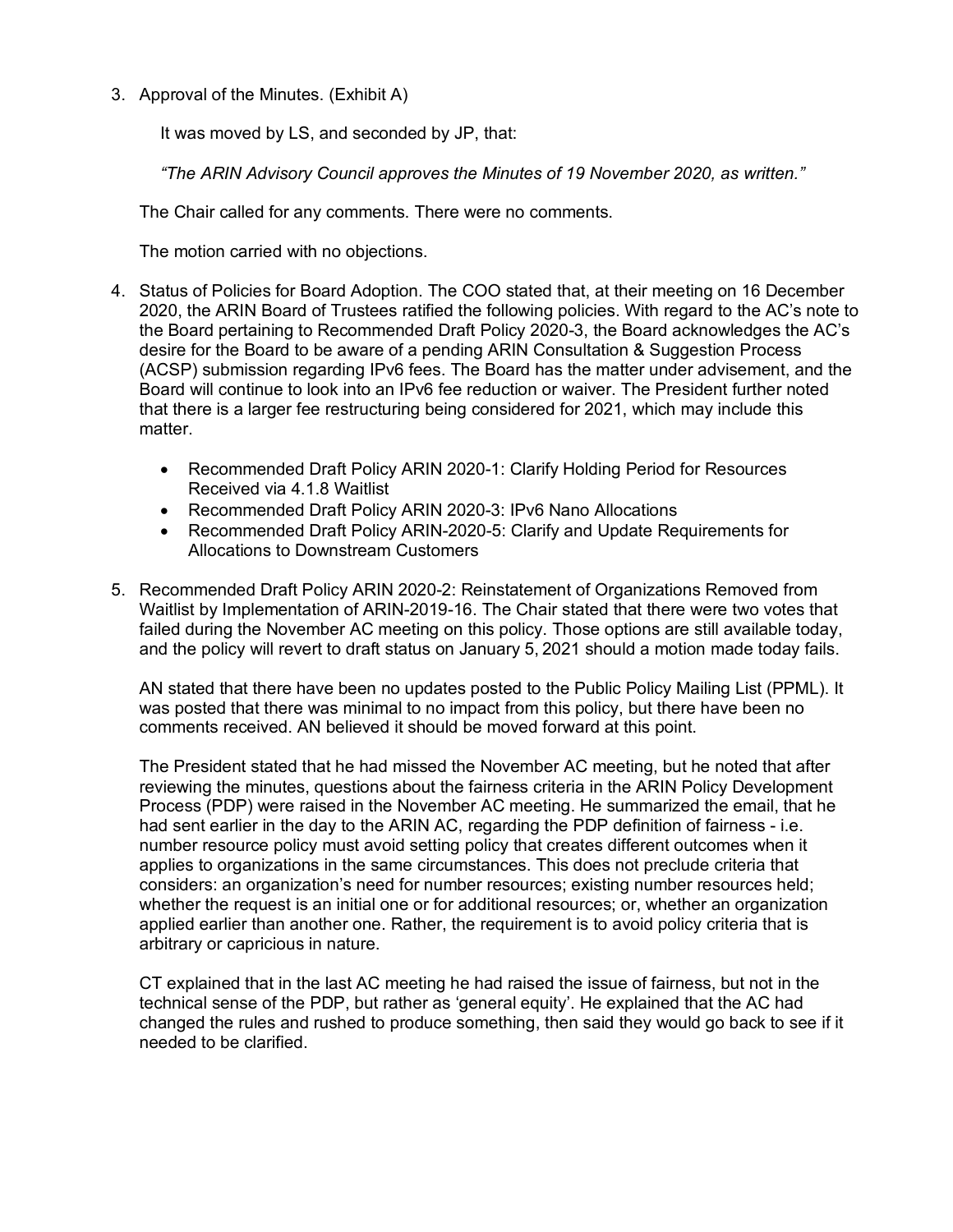3. Approval of the Minutes. (Exhibit A)

   It was moved by LS, and seconded by JP, that:

   *"The ARIN Advisory Council approves the Minutes of 19 November 2020, as written."*

   The Chair called for any comments. There were no comments.

   The motion carried with no objections.

4. Status of Policies for Board Adoption. The COO stated that, at their meeting on 16 December 2020, the ARIN Board of Trustees ratified the following policies. With regard to the AC's note to the Board pertaining to Recommended Draft Policy 2020-3, the Board acknowledges the AC's desire for the Board to be aware of a pending ARIN Consultation & Suggestion Process (ACSP) submission regarding IPv6 fees. The Board has the matter under advisement, and the Board will continue to look into an IPv6 fee reduction or waiver. The President further noted that there is a larger fee restructuring being considered for 2021, which may include this matter.

   - Recommended Draft Policy ARIN 2020-1: Clarify Holding Period for Resources Received via 4.1.8 Waitlist
   - Recommended Draft Policy ARIN 2020-3: IPv6 Nano Allocations
   - Recommended Draft Policy ARIN-2020-5: Clarify and Update Requirements for Allocations to Downstream Customers

5. Recommended Draft Policy ARIN 2020-2: Reinstatement of Organizations Removed from Waitlist by Implementation of ARIN-2019-16. The Chair stated that there were two votes that failed during the November AC meeting on this policy. Those options are still available today, and the policy will revert to draft status on January 5, 2021 should a motion made today fails.

   AN stated that there have been no updates posted to the Public Policy Mailing List (PPML). It was posted that there was minimal to no impact from this policy, but there have been no comments received. AN believed it should be moved forward at this point.

   The President stated that he had missed the November AC meeting, but he noted that after reviewing the minutes, questions about the fairness criteria in the ARIN Policy Development Process (PDP) were raised in the November AC meeting. He summarized the email, that he had sent earlier in the day to the ARIN AC, regarding the PDP definition of fairness - i.e. number resource policy must avoid setting policy that creates different outcomes when it applies to organizations in the same circumstances. This does not preclude criteria that considers: an organization's need for number resources; existing number resources held; whether the request is an initial one or for additional resources; or, whether an organization applied earlier than another one. Rather, the requirement is to avoid policy criteria that is arbitrary or capricious in nature.

   CT explained that in the last AC meeting he had raised the issue of fairness, but not in the technical sense of the PDP, but rather as 'general equity'. He explained that the AC had changed the rules and rushed to produce something, then said they would go back to see if it needed to be clarified.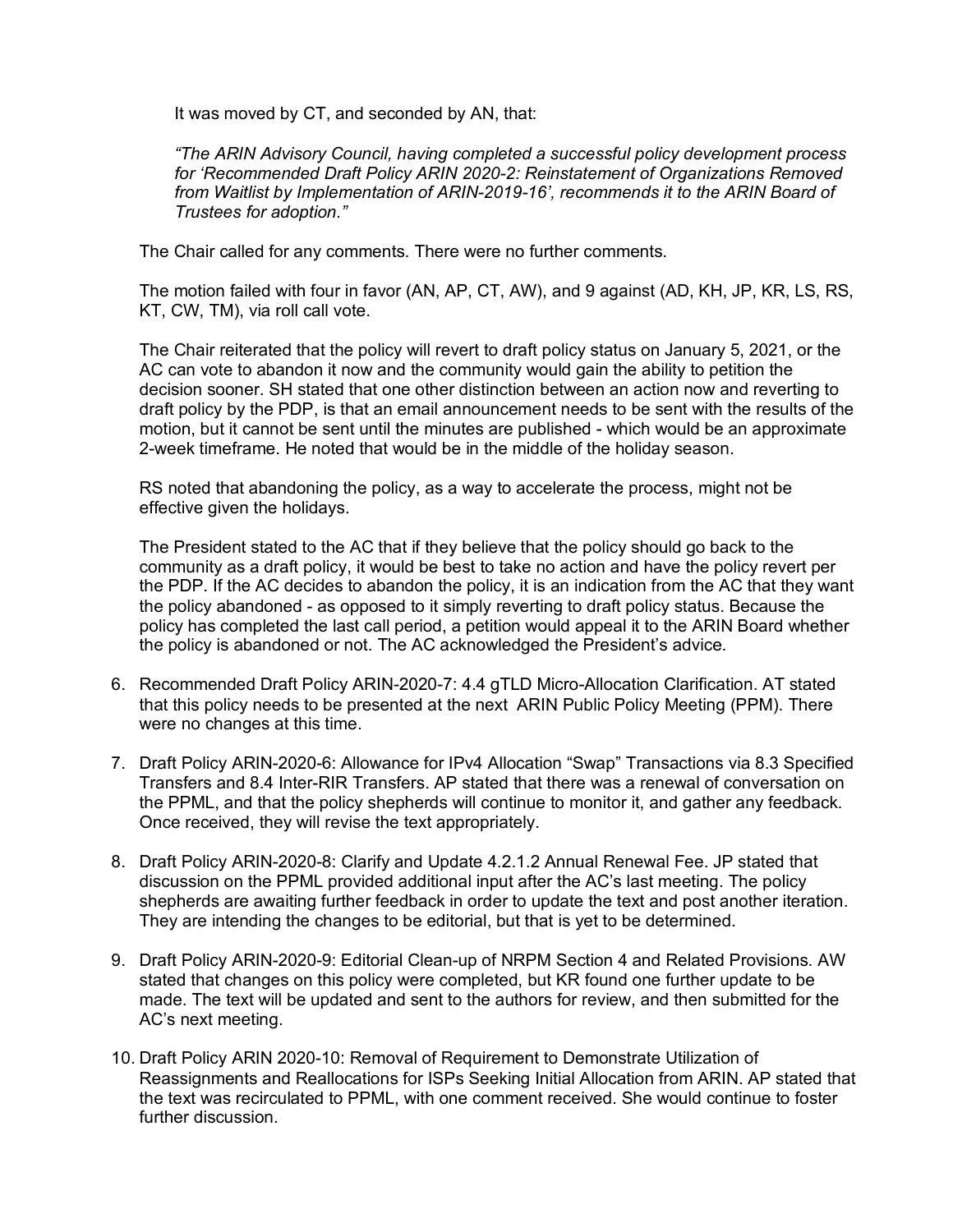It was moved by CT, and seconded by AN, that:

*"The ARIN Advisory Council, having completed a successful policy development process for 'Recommended Draft Policy ARIN 2020-2: Reinstatement of Organizations Removed from Waitlist by Implementation of ARIN-2019-16', recommends it to the ARIN Board of Trustees for adoption."*

The Chair called for any comments. There were no further comments.

The motion failed with four in favor (AN, AP, CT, AW), and 9 against (AD, KH, JP, KR, LS, RS, KT, CW, TM), via roll call vote.

The Chair reiterated that the policy will revert to draft policy status on January 5, 2021, or the AC can vote to abandon it now and the community would gain the ability to petition the decision sooner. SH stated that one other distinction between an action now and reverting to draft policy by the PDP, is that an email announcement needs to be sent with the results of the motion, but it cannot be sent until the minutes are published - which would be an approximate 2-week timeframe. He noted that would be in the middle of the holiday season.

RS noted that abandoning the policy, as a way to accelerate the process, might not be effective given the holidays.

The President stated to the AC that if they believe that the policy should go back to the community as a draft policy, it would be best to take no action and have the policy revert per the PDP. If the AC decides to abandon the policy, it is an indication from the AC that they want the policy abandoned - as opposed to it simply reverting to draft policy status. Because the policy has completed the last call period, a petition would appeal it to the ARIN Board whether the policy is abandoned or not. The AC acknowledged the President's advice.

6. Recommended Draft Policy ARIN-2020-7: 4.4 gTLD Micro-Allocation Clarification. AT stated that this policy needs to be presented at the next ARIN Public Policy Meeting (PPM). There were no changes at this time.

7. Draft Policy ARIN-2020-6: Allowance for IPv4 Allocation "Swap" Transactions via 8.3 Specified Transfers and 8.4 Inter-RIR Transfers. AP stated that there was a renewal of conversation on the PPML, and that the policy shepherds will continue to monitor it, and gather any feedback. Once received, they will revise the text appropriately.

8. Draft Policy ARIN-2020-8: Clarify and Update 4.2.1.2 Annual Renewal Fee. JP stated that discussion on the PPML provided additional input after the AC's last meeting. The policy shepherds are awaiting further feedback in order to update the text and post another iteration. They are intending the changes to be editorial, but that is yet to be determined.

9. Draft Policy ARIN-2020-9: Editorial Clean-up of NRPM Section 4 and Related Provisions. AW stated that changes on this policy were completed, but KR found one further update to be made. The text will be updated and sent to the authors for review, and then submitted for the AC's next meeting.

10. Draft Policy ARIN 2020-10: Removal of Requirement to Demonstrate Utilization of Reassignments and Reallocations for ISPs Seeking Initial Allocation from ARIN. AP stated that the text was recirculated to PPML, with one comment received. She would continue to foster further discussion.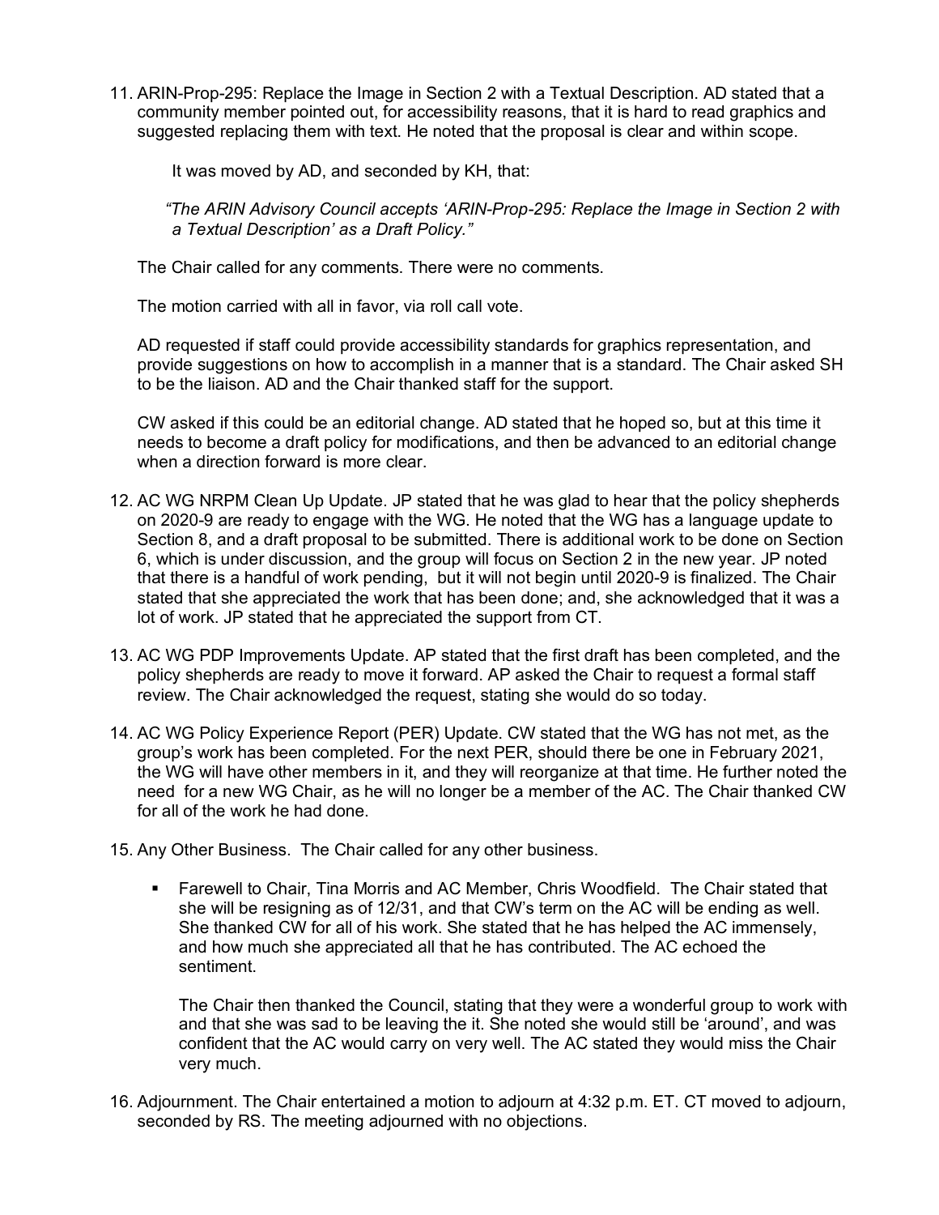11. ARIN-Prop-295: Replace the Image in Section 2 with a Textual Description. AD stated that a community member pointed out, for accessibility reasons, that it is hard to read graphics and suggested replacing them with text. He noted that the proposal is clear and within scope.

    It was moved by AD, and seconded by KH, that:

    *"The ARIN Advisory Council accepts 'ARIN-Prop-295: Replace the Image in Section 2 with a Textual Description' as a Draft Policy."*

    The Chair called for any comments. There were no comments.

    The motion carried with all in favor, via roll call vote.

    AD requested if staff could provide accessibility standards for graphics representation, and provide suggestions on how to accomplish in a manner that is a standard. The Chair asked SH to be the liaison. AD and the Chair thanked staff for the support.

    CW asked if this could be an editorial change. AD stated that he hoped so, but at this time it needs to become a draft policy for modifications, and then be advanced to an editorial change when a direction forward is more clear.

12. AC WG NRPM Clean Up Update. JP stated that he was glad to hear that the policy shepherds on 2020-9 are ready to engage with the WG. He noted that the WG has a language update to Section 8, and a draft proposal to be submitted. There is additional work to be done on Section 6, which is under discussion, and the group will focus on Section 2 in the new year. JP noted that there is a handful of work pending, but it will not begin until 2020-9 is finalized. The Chair stated that she appreciated the work that has been done; and, she acknowledged that it was a lot of work. JP stated that he appreciated the support from CT.

13. AC WG PDP Improvements Update. AP stated that the first draft has been completed, and the policy shepherds are ready to move it forward. AP asked the Chair to request a formal staff review. The Chair acknowledged the request, stating she would do so today.

14. AC WG Policy Experience Report (PER) Update. CW stated that the WG has not met, as the group's work has been completed. For the next PER, should there be one in February 2021, the WG will have other members in it, and they will reorganize at that time. He further noted the need for a new WG Chair, as he will no longer be a member of the AC. The Chair thanked CW for all of the work he had done.

15. Any Other Business. The Chair called for any other business.

    - Farewell to Chair, Tina Morris and AC Member, Chris Woodfield. The Chair stated that she will be resigning as of 12/31, and that CW's term on the AC will be ending as well. She thanked CW for all of his work. She stated that he has helped the AC immensely, and how much she appreciated all that he has contributed. The AC echoed the sentiment.

      The Chair then thanked the Council, stating that they were a wonderful group to work with and that she was sad to be leaving the it. She noted she would still be 'around', and was confident that the AC would carry on very well. The AC stated they would miss the Chair very much.

16. Adjournment. The Chair entertained a motion to adjourn at 4:32 p.m. ET. CT moved to adjourn, seconded by RS. The meeting adjourned with no objections.